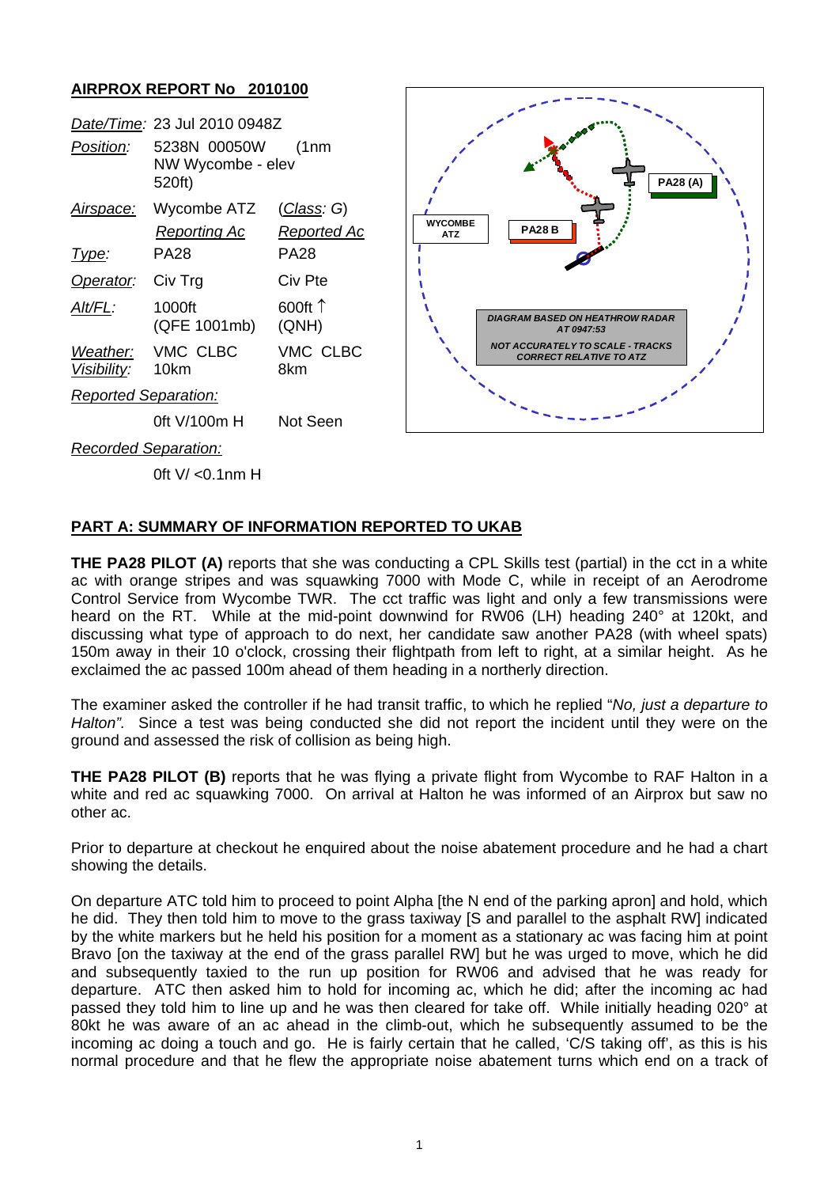## AIRPROX REPORT No 2010100

| | | |
|---|---|---|
| *Date/Time*: | 23 Jul 2010 0948Z | |
| *Position*: | 5238N 00050W (1nm NW Wycombe - elev 520ft) | |
| *Airspace*: | Wycombe ATZ | (*Class*: G) |
| | *Reporting Ac* | *Reported Ac* |
| *Type*: | PA28 | PA28 |
| *Operator*: | Civ Trg | Civ Pte |
| *Alt/FL*: | 1000ft (QFE 1001mb) | 600ft ↑ (QNH) |
| *Weather*: | VMC CLBC | VMC CLBC |
| *Visibility*: | 10km | 8km |
| *Reported Separation*: | | |
| | 0ft V/100m H | Not Seen |
| *Recorded Separation*: | | |
| | 0ft V/ <0.1nm H | |

WYCOMBE ATZ

PA28 B

PA28 (A)

DIAGRAM BASED ON HEATHROW RADAR AT 0947:53

NOT ACCURATELY TO SCALE - TRACKS CORRECT RELATIVE TO ATZ

## PART A: SUMMARY OF INFORMATION REPORTED TO UKAB

**THE PA28 PILOT (A)** reports that she was conducting a CPL Skills test (partial) in the cct in a white ac with orange stripes and was squawking 7000 with Mode C, while in receipt of an Aerodrome Control Service from Wycombe TWR. The cct traffic was light and only a few transmissions were heard on the RT. While at the mid-point downwind for RW06 (LH) heading 240° at 120kt, and discussing what type of approach to do next, her candidate saw another PA28 (with wheel spats) 150m away in their 10 o'clock, crossing their flightpath from left to right, at a similar height. As he exclaimed the ac passed 100m ahead of them heading in a northerly direction.

The examiner asked the controller if he had transit traffic, to which he replied "*No, just a departure to Halton".* Since a test was being conducted she did not report the incident until they were on the ground and assessed the risk of collision as being high.

**THE PA28 PILOT (B)** reports that he was flying a private flight from Wycombe to RAF Halton in a white and red ac squawking 7000. On arrival at Halton he was informed of an Airprox but saw no other ac.

Prior to departure at checkout he enquired about the noise abatement procedure and he had a chart showing the details.

On departure ATC told him to proceed to point Alpha [the N end of the parking apron] and hold, which he did. They then told him to move to the grass taxiway [S and parallel to the asphalt RW] indicated by the white markers but he held his position for a moment as a stationary ac was facing him at point Bravo [on the taxiway at the end of the grass parallel RW] but he was urged to move, which he did and subsequently taxied to the run up position for RW06 and advised that he was ready for departure. ATC then asked him to hold for incoming ac, which he did; after the incoming ac had passed they told him to line up and he was then cleared for take off. While initially heading 020° at 80kt he was aware of an ac ahead in the climb-out, which he subsequently assumed to be the incoming ac doing a touch and go. He is fairly certain that he called, 'C/S taking off', as this is his normal procedure and that he flew the appropriate noise abatement turns which end on a track of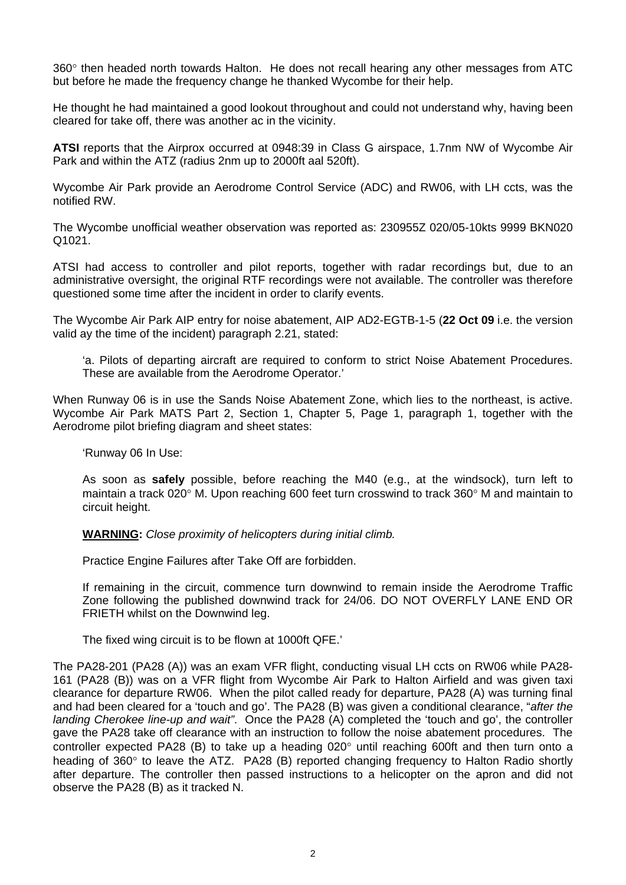360° then headed north towards Halton. He does not recall hearing any other messages from ATC but before he made the frequency change he thanked Wycombe for their help.

He thought he had maintained a good lookout throughout and could not understand why, having been cleared for take off, there was another ac in the vicinity.

**ATSI** reports that the Airprox occurred at 0948:39 in Class G airspace, 1.7nm NW of Wycombe Air Park and within the ATZ (radius 2nm up to 2000ft aal 520ft).

Wycombe Air Park provide an Aerodrome Control Service (ADC) and RW06, with LH ccts, was the notified RW.

The Wycombe unofficial weather observation was reported as: 230955Z 020/05-10kts 9999 BKN020 Q1021.

ATSI had access to controller and pilot reports, together with radar recordings but, due to an administrative oversight, the original RTF recordings were not available. The controller was therefore questioned some time after the incident in order to clarify events.

The Wycombe Air Park AIP entry for noise abatement, AIP AD2-EGTB-1-5 (**22 Oct 09** i.e. the version valid ay the time of the incident) paragraph 2.21, stated:

> 'a. Pilots of departing aircraft are required to conform to strict Noise Abatement Procedures. These are available from the Aerodrome Operator.'

When Runway 06 is in use the Sands Noise Abatement Zone, which lies to the northeast, is active. Wycombe Air Park MATS Part 2, Section 1, Chapter 5, Page 1, paragraph 1, together with the Aerodrome pilot briefing diagram and sheet states:

> 'Runway 06 In Use:
>
> As soon as **safely** possible, before reaching the M40 (e.g., at the windsock), turn left to maintain a track 020° M. Upon reaching 600 feet turn crosswind to track 360° M and maintain to circuit height.
>
> **WARNING:** *Close proximity of helicopters during initial climb.*
>
> Practice Engine Failures after Take Off are forbidden.
>
> If remaining in the circuit, commence turn downwind to remain inside the Aerodrome Traffic Zone following the published downwind track for 24/06. DO NOT OVERFLY LANE END OR FRIETH whilst on the Downwind leg.
>
> The fixed wing circuit is to be flown at 1000ft QFE.'

The PA28-201 (PA28 (A)) was an exam VFR flight, conducting visual LH ccts on RW06 while PA28-161 (PA28 (B)) was on a VFR flight from Wycombe Air Park to Halton Airfield and was given taxi clearance for departure RW06. When the pilot called ready for departure, PA28 (A) was turning final and had been cleared for a 'touch and go'. The PA28 (B) was given a conditional clearance, "*after the landing Cherokee line-up and wait"*. Once the PA28 (A) completed the 'touch and go', the controller gave the PA28 take off clearance with an instruction to follow the noise abatement procedures. The controller expected PA28 (B) to take up a heading 020° until reaching 600ft and then turn onto a heading of 360° to leave the ATZ. PA28 (B) reported changing frequency to Halton Radio shortly after departure. The controller then passed instructions to a helicopter on the apron and did not observe the PA28 (B) as it tracked N.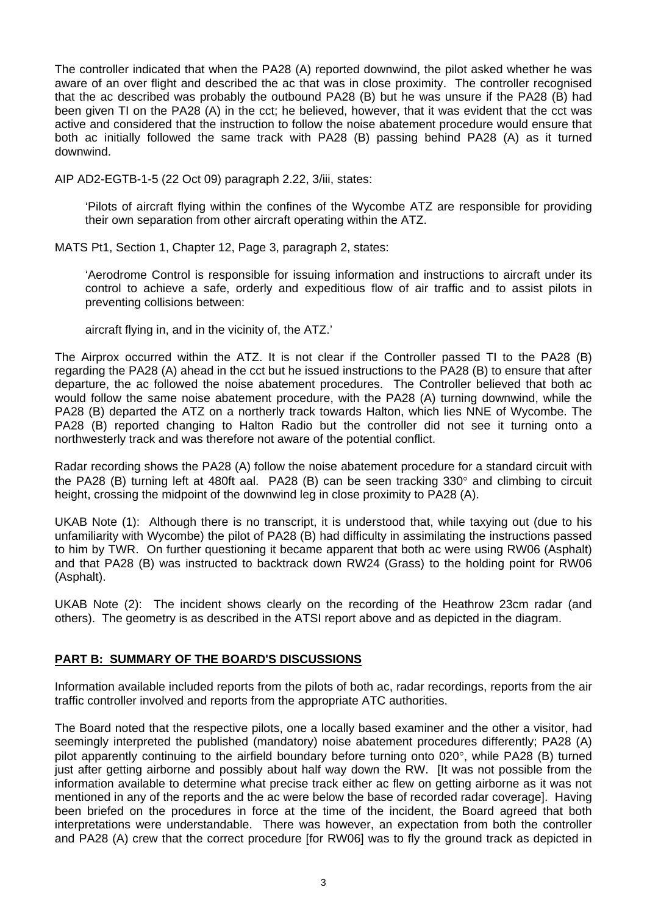The controller indicated that when the PA28 (A) reported downwind, the pilot asked whether he was aware of an over flight and described the ac that was in close proximity. The controller recognised that the ac described was probably the outbound PA28 (B) but he was unsure if the PA28 (B) had been given TI on the PA28 (A) in the cct; he believed, however, that it was evident that the cct was active and considered that the instruction to follow the noise abatement procedure would ensure that both ac initially followed the same track with PA28 (B) passing behind PA28 (A) as it turned downwind.

AIP AD2-EGTB-1-5 (22 Oct 09) paragraph 2.22, 3/iii, states:

> 'Pilots of aircraft flying within the confines of the Wycombe ATZ are responsible for providing their own separation from other aircraft operating within the ATZ.

MATS Pt1, Section 1, Chapter 12, Page 3, paragraph 2, states:

> 'Aerodrome Control is responsible for issuing information and instructions to aircraft under its control to achieve a safe, orderly and expeditious flow of air traffic and to assist pilots in preventing collisions between:
>
> aircraft flying in, and in the vicinity of, the ATZ.'

The Airprox occurred within the ATZ. It is not clear if the Controller passed TI to the PA28 (B) regarding the PA28 (A) ahead in the cct but he issued instructions to the PA28 (B) to ensure that after departure, the ac followed the noise abatement procedures. The Controller believed that both ac would follow the same noise abatement procedure, with the PA28 (A) turning downwind, while the PA28 (B) departed the ATZ on a northerly track towards Halton, which lies NNE of Wycombe. The PA28 (B) reported changing to Halton Radio but the controller did not see it turning onto a northwesterly track and was therefore not aware of the potential conflict.

Radar recording shows the PA28 (A) follow the noise abatement procedure for a standard circuit with the PA28 (B) turning left at 480ft aal. PA28 (B) can be seen tracking 330° and climbing to circuit height, crossing the midpoint of the downwind leg in close proximity to PA28 (A).

UKAB Note (1): Although there is no transcript, it is understood that, while taxying out (due to his unfamiliarity with Wycombe) the pilot of PA28 (B) had difficulty in assimilating the instructions passed to him by TWR. On further questioning it became apparent that both ac were using RW06 (Asphalt) and that PA28 (B) was instructed to backtrack down RW24 (Grass) to the holding point for RW06 (Asphalt).

UKAB Note (2): The incident shows clearly on the recording of the Heathrow 23cm radar (and others). The geometry is as described in the ATSI report above and as depicted in the diagram.

## PART B: SUMMARY OF THE BOARD'S DISCUSSIONS

Information available included reports from the pilots of both ac, radar recordings, reports from the air traffic controller involved and reports from the appropriate ATC authorities.

The Board noted that the respective pilots, one a locally based examiner and the other a visitor, had seemingly interpreted the published (mandatory) noise abatement procedures differently; PA28 (A) pilot apparently continuing to the airfield boundary before turning onto 020°, while PA28 (B) turned just after getting airborne and possibly about half way down the RW. [It was not possible from the information available to determine what precise track either ac flew on getting airborne as it was not mentioned in any of the reports and the ac were below the base of recorded radar coverage]. Having been briefed on the procedures in force at the time of the incident, the Board agreed that both interpretations were understandable. There was however, an expectation from both the controller and PA28 (A) crew that the correct procedure [for RW06] was to fly the ground track as depicted in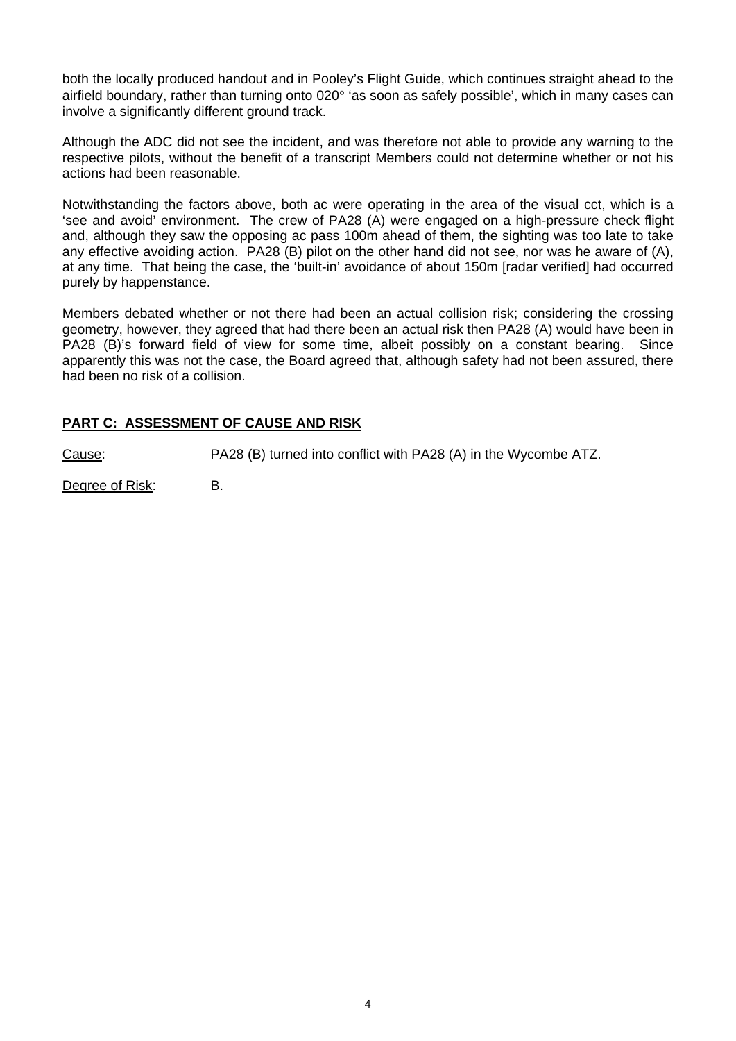both the locally produced handout and in Pooley's Flight Guide, which continues straight ahead to the airfield boundary, rather than turning onto 020° 'as soon as safely possible', which in many cases can involve a significantly different ground track.

Although the ADC did not see the incident, and was therefore not able to provide any warning to the respective pilots, without the benefit of a transcript Members could not determine whether or not his actions had been reasonable.

Notwithstanding the factors above, both ac were operating in the area of the visual cct, which is a 'see and avoid' environment. The crew of PA28 (A) were engaged on a high-pressure check flight and, although they saw the opposing ac pass 100m ahead of them, the sighting was too late to take any effective avoiding action. PA28 (B) pilot on the other hand did not see, nor was he aware of (A), at any time. That being the case, the 'built-in' avoidance of about 150m [radar verified] had occurred purely by happenstance.

Members debated whether or not there had been an actual collision risk; considering the crossing geometry, however, they agreed that had there been an actual risk then PA28 (A) would have been in PA28 (B)'s forward field of view for some time, albeit possibly on a constant bearing. Since apparently this was not the case, the Board agreed that, although safety had not been assured, there had been no risk of a collision.

## PART C: ASSESSMENT OF CAUSE AND RISK

Cause: PA28 (B) turned into conflict with PA28 (A) in the Wycombe ATZ.

Degree of Risk: B.